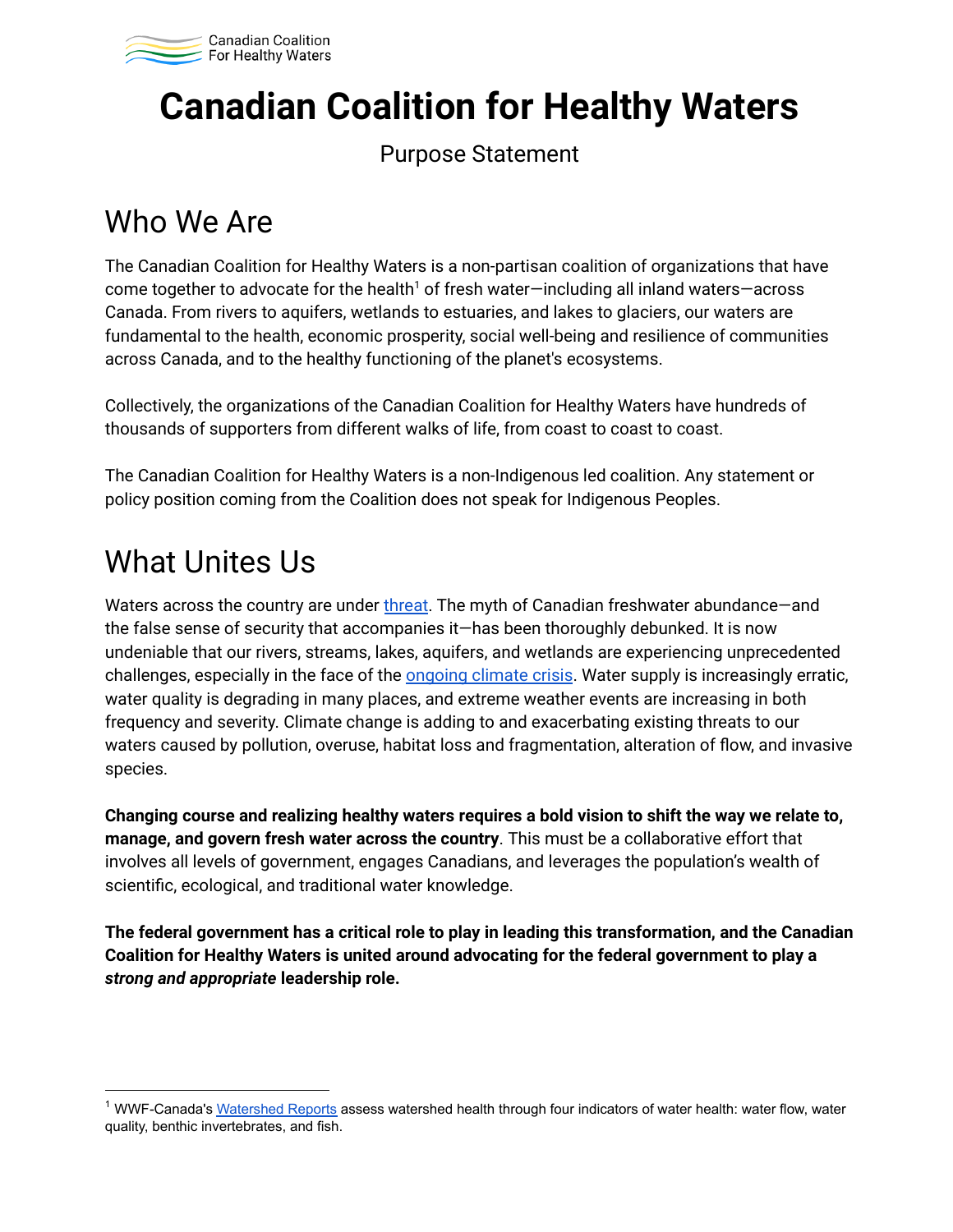# Canadian Coalition for Healthy Waters

Purpose Statement

## Who We Are

The Canadian Coalition for Healthy Waters is a non-partisan coalition of organizations that have come together to advocate for the health[1] of fresh water—including all inland waters—across Canada. From rivers to aquifers, wetlands to estuaries, and lakes to glaciers, our waters are fundamental to the health, economic prosperity, social well-being and resilience of communities across Canada, and to the healthy functioning of the planet's ecosystems.

Collectively, the organizations of the Canadian Coalition for Healthy Waters have hundreds of thousands of supporters from different walks of life, from coast to coast to coast.

The Canadian Coalition for Healthy Waters is a non-Indigenous led coalition. Any statement or policy position coming from the Coalition does not speak for Indigenous Peoples.

## What Unites Us

Waters across the country are under threat. The myth of Canadian freshwater abundance—and the false sense of security that accompanies it—has been thoroughly debunked. It is now undeniable that our rivers, streams, lakes, aquifers, and wetlands are experiencing unprecedented challenges, especially in the face of the ongoing climate crisis. Water supply is increasingly erratic, water quality is degrading in many places, and extreme weather events are increasing in both frequency and severity. Climate change is adding to and exacerbating existing threats to our waters caused by pollution, overuse, habitat loss and fragmentation, alteration of flow, and invasive species.

**Changing course and realizing healthy waters requires a bold vision to shift the way we relate to, manage, and govern fresh water across the country**. This must be a collaborative effort that involves all levels of government, engages Canadians, and leverages the population's wealth of scientific, ecological, and traditional water knowledge.

**The federal government has a critical role to play in leading this transformation, and the Canadian Coalition for Healthy Waters is united around advocating for the federal government to play a *strong and appropriate* leadership role.**

[1] WWF-Canada's Watershed Reports assess watershed health through four indicators of water health: water flow, water quality, benthic invertebrates, and fish.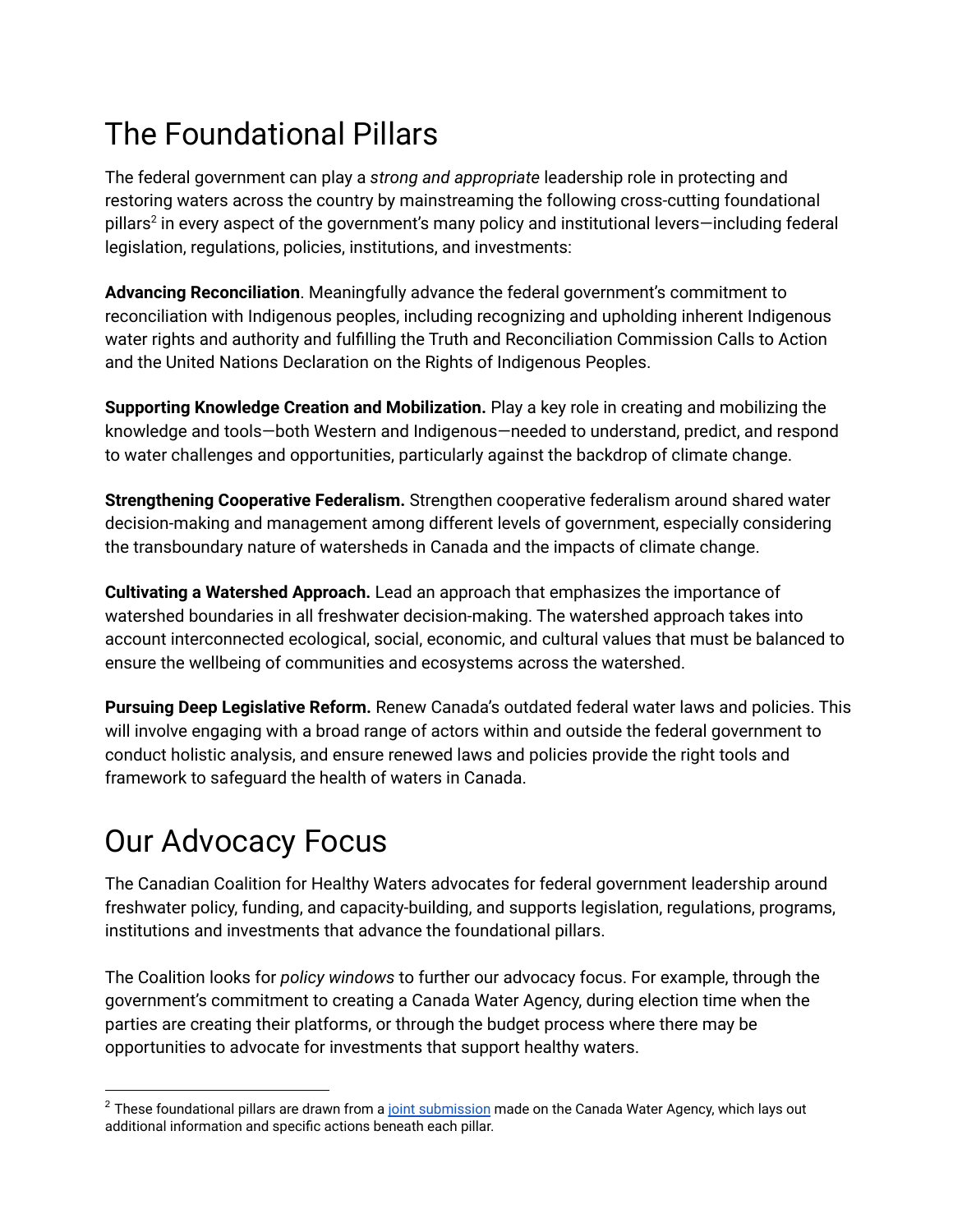# The Foundational Pillars

The federal government can play a *strong and appropriate* leadership role in protecting and restoring waters across the country by mainstreaming the following cross-cutting foundational pillars[2] in every aspect of the government's many policy and institutional levers—including federal legislation, regulations, policies, institutions, and investments:

**Advancing Reconciliation**. Meaningfully advance the federal government's commitment to reconciliation with Indigenous peoples, including recognizing and upholding inherent Indigenous water rights and authority and fulfilling the Truth and Reconciliation Commission Calls to Action and the United Nations Declaration on the Rights of Indigenous Peoples.

**Supporting Knowledge Creation and Mobilization.** Play a key role in creating and mobilizing the knowledge and tools—both Western and Indigenous—needed to understand, predict, and respond to water challenges and opportunities, particularly against the backdrop of climate change.

**Strengthening Cooperative Federalism.** Strengthen cooperative federalism around shared water decision-making and management among different levels of government, especially considering the transboundary nature of watersheds in Canada and the impacts of climate change.

**Cultivating a Watershed Approach.** Lead an approach that emphasizes the importance of watershed boundaries in all freshwater decision-making. The watershed approach takes into account interconnected ecological, social, economic, and cultural values that must be balanced to ensure the wellbeing of communities and ecosystems across the watershed.

**Pursuing Deep Legislative Reform.** Renew Canada's outdated federal water laws and policies. This will involve engaging with a broad range of actors within and outside the federal government to conduct holistic analysis, and ensure renewed laws and policies provide the right tools and framework to safeguard the health of waters in Canada.

# Our Advocacy Focus

The Canadian Coalition for Healthy Waters advocates for federal government leadership around freshwater policy, funding, and capacity-building, and supports legislation, regulations, programs, institutions and investments that advance the foundational pillars.

The Coalition looks for *policy windows* to further our advocacy focus. For example, through the government's commitment to creating a Canada Water Agency, during election time when the parties are creating their platforms, or through the budget process where there may be opportunities to advocate for investments that support healthy waters.

---

[2] These foundational pillars are drawn from a [joint submission]() made on the Canada Water Agency, which lays out additional information and specific actions beneath each pillar.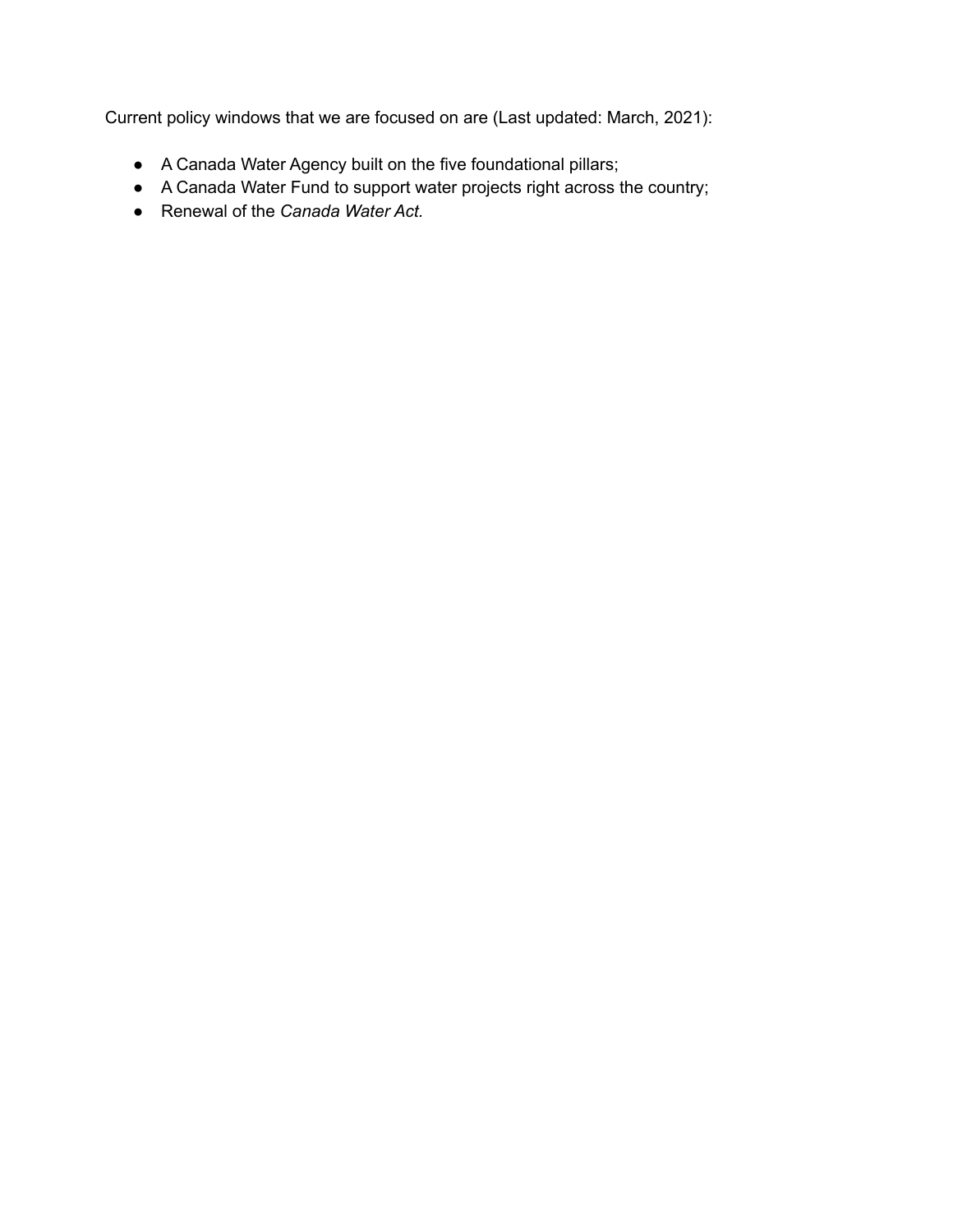Current policy windows that we are focused on are (Last updated: March, 2021):

- A Canada Water Agency built on the five foundational pillars;
- A Canada Water Fund to support water projects right across the country;
- Renewal of the *Canada Water Act*.